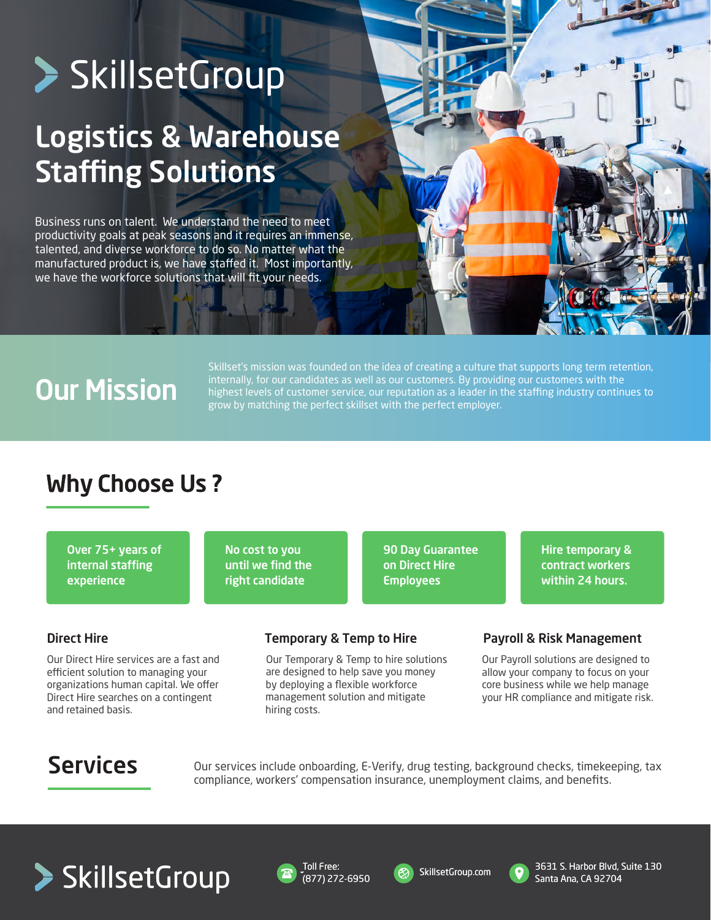# SkillsetGroup

## Logistics & Warehouse Staffing Solutions

Business runs on talent. We understand the need to meet productivity goals at peak seasons and it requires an immense, talented, and diverse workforce to do so. No matter what the manufactured product is, we have staffed it. Most importantly, we have the workforce solutions that will fit your needs.

## Our Mission

Skillset's mission was founded on the idea of creating a culture that supports long term retention, internally, for our candidates as well as our customers. By providing our customers with the highest levels of customer service, our reputation as a leader in the staffing industry continues to grow by matching the perfect skillset with the perfect employer.

## Why Choose Us ?

- **Over 75+ years of internal staffing experience**
- **No cost to you until we find the right candidate**
- **90 Day Guarantee on Direct Hire Employees**
- **Hire temporary & contract workers within 24 hours.**

### Direct Hire

Our Direct Hire services are a fast and efficient solution to managing your organizations human capital. We offer Direct Hire searches on a contingent and retained basis.

### Temporary & Temp to Hire

Our Temporary & Temp to hire solutions are designed to help save you money by deploying a flexible workforce management solution and mitigate hiring costs.

### Payroll & Risk Management

Our Payroll solutions are designed to allow your company to focus on your core business while we help manage your HR compliance and mitigate risk.

## Services

Our services include onboarding, E-Verify, drug testing, background checks, timekeeping, tax compliance, workers' compensation insurance, unemployment claims, and benefits.

SkillsetGroup

Toll Free: (877) 272-6950

SkillsetGroup.com

3631 S. Harbor Blvd, Suite 130
Santa Ana, CA 92704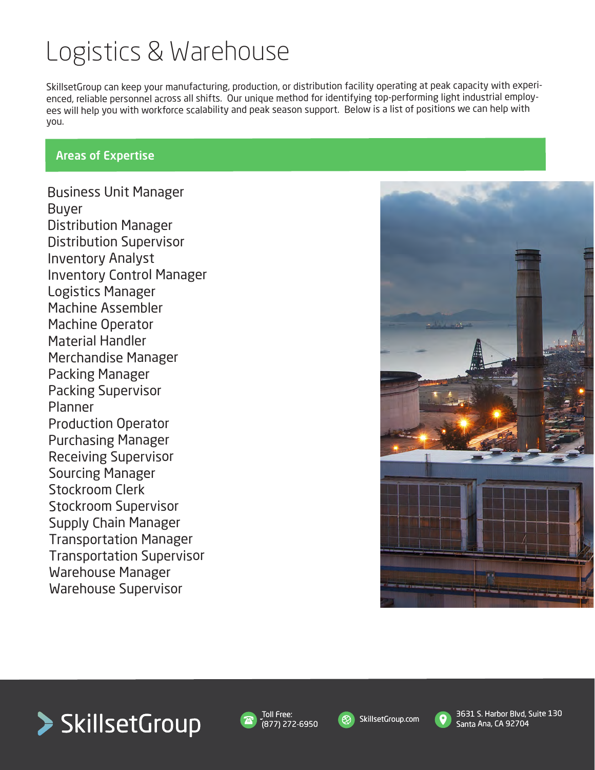# Logistics & Warehouse

SkillsetGroup can keep your manufacturing, production, or distribution facility operating at peak capacity with experienced, reliable personnel across all shifts. Our unique method for identifying top-performing light industrial employees will help you with workforce scalability and peak season support. Below is a list of positions we can help with you.

## Areas of Expertise

Business Unit Manager
Buyer
Distribution Manager
Distribution Supervisor
Inventory Analyst
Inventory Control Manager
Logistics Manager
Machine Assembler
Machine Operator
Material Handler
Merchandise Manager
Packing Manager
Packing Supervisor
Planner
Production Operator
Purchasing Manager
Receiving Supervisor
Sourcing Manager
Stockroom Clerk
Stockroom Supervisor
Supply Chain Manager
Transportation Manager
Transportation Supervisor
Warehouse Manager
Warehouse Supervisor

SkillsetGroup

Toll Free: (877) 272-6950

SkillsetGroup.com

3631 S. Harbor Blvd, Suite 130
Santa Ana, CA 92704